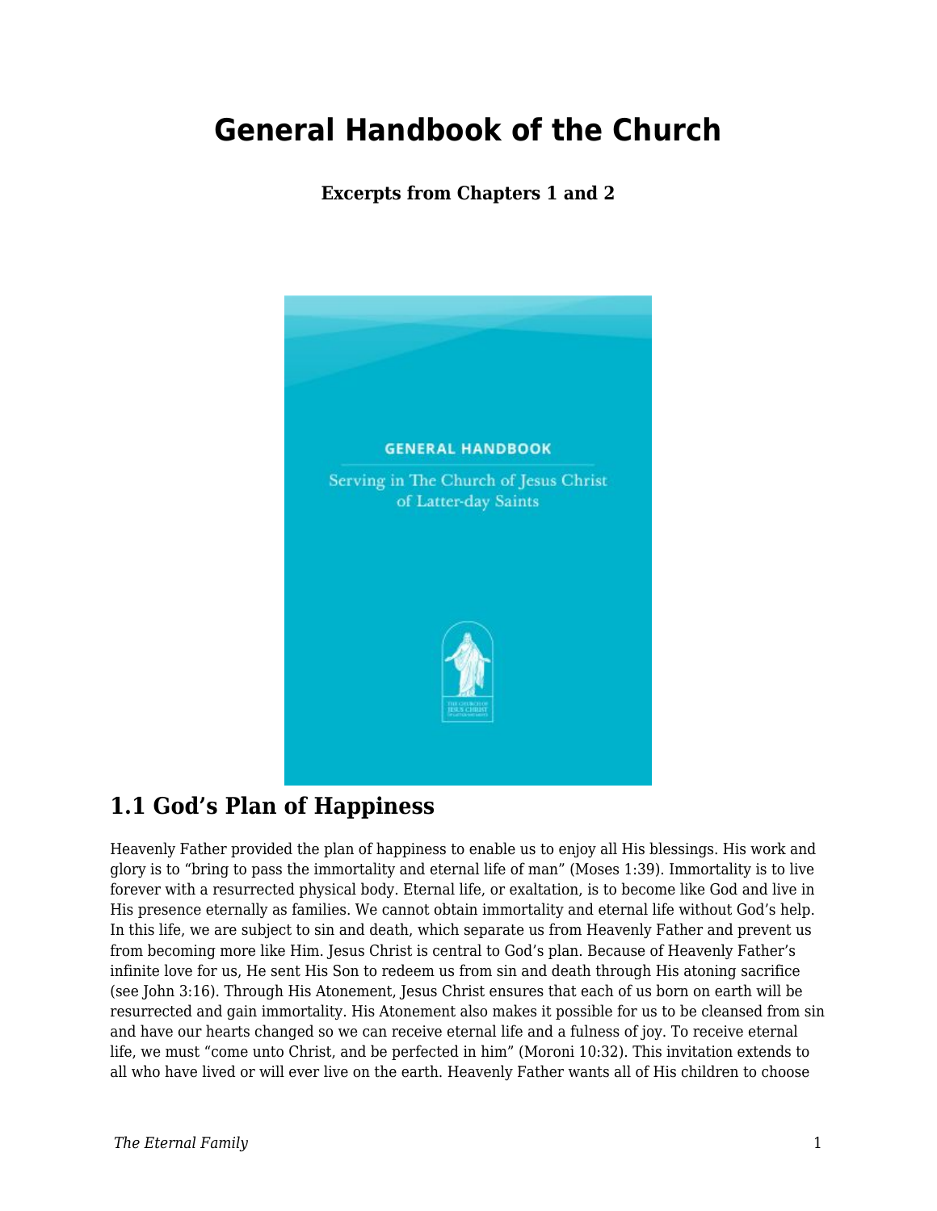# General Handbook of the Church

**Excerpts from Chapters 1 and 2**

## 1.1 God's Plan of Happiness

Heavenly Father provided the plan of happiness to enable us to enjoy all His blessings. His work and glory is to "bring to pass the immortality and eternal life of man" (Moses 1:39). Immortality is to live forever with a resurrected physical body. Eternal life, or exaltation, is to become like God and live in His presence eternally as families. We cannot obtain immortality and eternal life without God's help. In this life, we are subject to sin and death, which separate us from Heavenly Father and prevent us from becoming more like Him. Jesus Christ is central to God's plan. Because of Heavenly Father's infinite love for us, He sent His Son to redeem us from sin and death through His atoning sacrifice (see John 3:16). Through His Atonement, Jesus Christ ensures that each of us born on earth will be resurrected and gain immortality. His Atonement also makes it possible for us to be cleansed from sin and have our hearts changed so we can receive eternal life and a fulness of joy. To receive eternal life, we must "come unto Christ, and be perfected in him" (Moroni 10:32). This invitation extends to all who have lived or will ever live on the earth. Heavenly Father wants all of His children to choose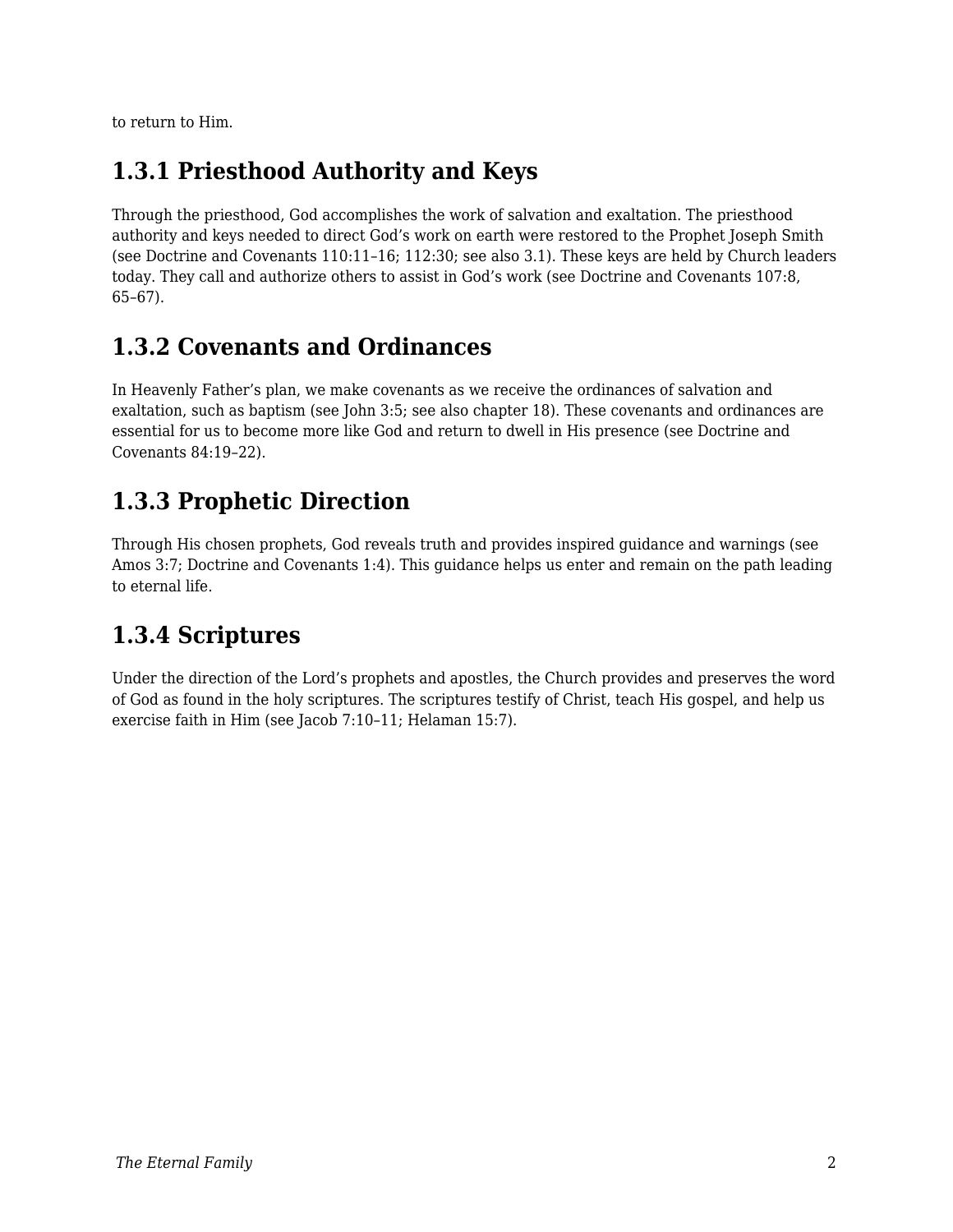to return to Him.

## 1.3.1 Priesthood Authority and Keys

Through the priesthood, God accomplishes the work of salvation and exaltation. The priesthood authority and keys needed to direct God's work on earth were restored to the Prophet Joseph Smith (see Doctrine and Covenants 110:11–16; 112:30; see also 3.1). These keys are held by Church leaders today. They call and authorize others to assist in God's work (see Doctrine and Covenants 107:8, 65–67).

## 1.3.2 Covenants and Ordinances

In Heavenly Father's plan, we make covenants as we receive the ordinances of salvation and exaltation, such as baptism (see John 3:5; see also chapter 18). These covenants and ordinances are essential for us to become more like God and return to dwell in His presence (see Doctrine and Covenants 84:19–22).

## 1.3.3 Prophetic Direction

Through His chosen prophets, God reveals truth and provides inspired guidance and warnings (see Amos 3:7; Doctrine and Covenants 1:4). This guidance helps us enter and remain on the path leading to eternal life.

## 1.3.4 Scriptures

Under the direction of the Lord's prophets and apostles, the Church provides and preserves the word of God as found in the holy scriptures. The scriptures testify of Christ, teach His gospel, and help us exercise faith in Him (see Jacob 7:10–11; Helaman 15:7).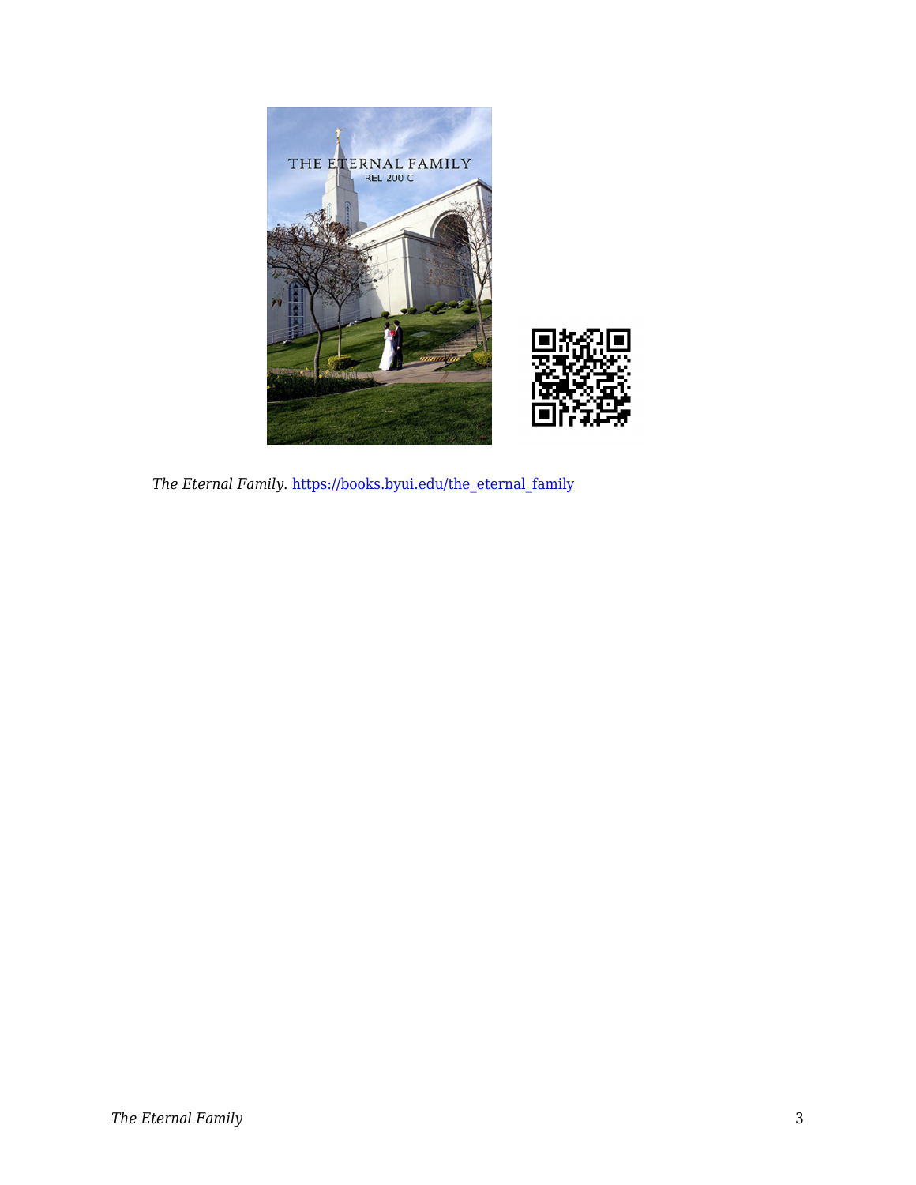*The Eternal Family.* https://books.byui.edu/the_eternal_family